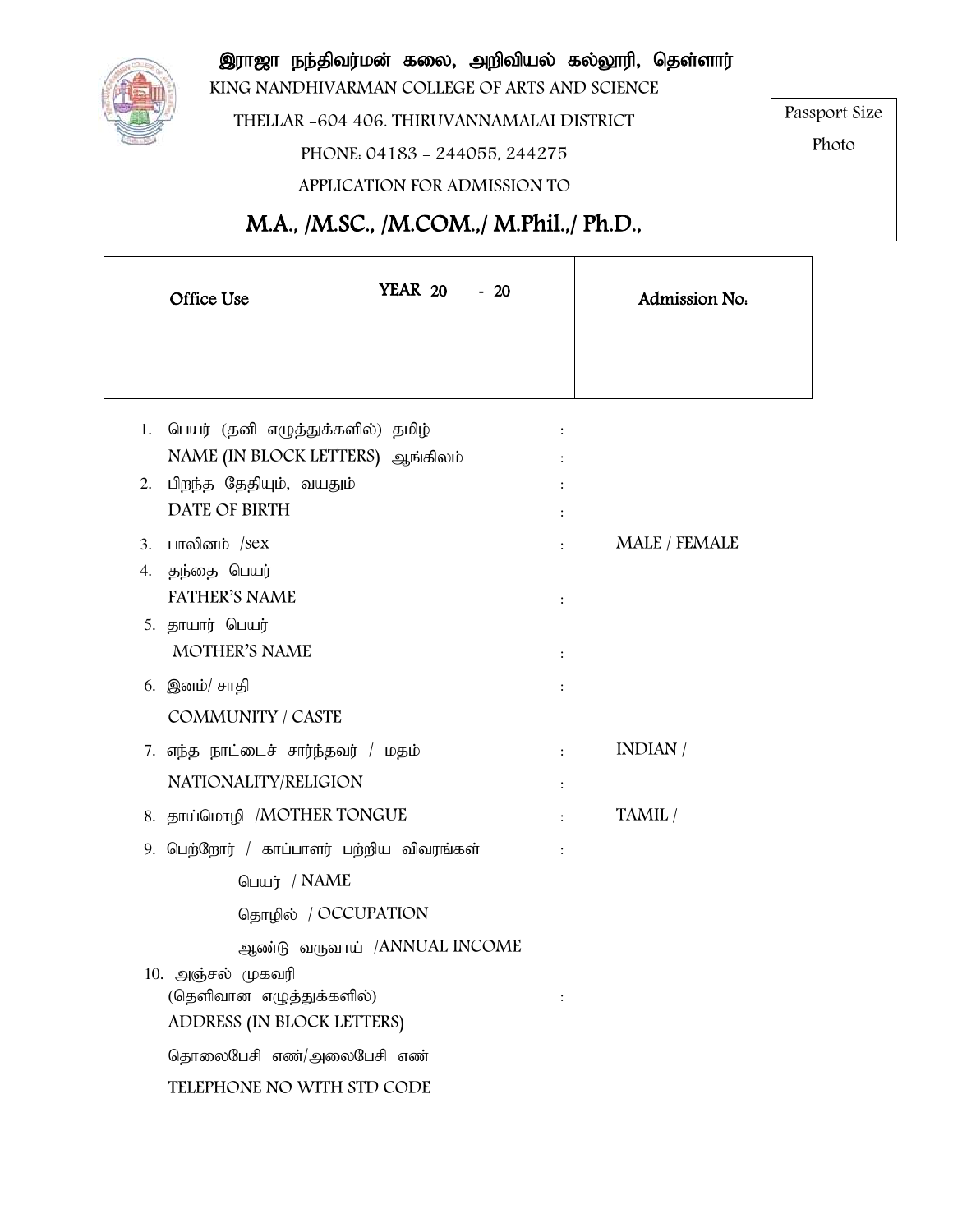# இராஜா நந்திவர்மன் கலை, அறிவியல் கல்லூரி, தெள்ளார்

KING NANDHIVARMAN COLLEGE OF ARTS AND SCIENCE

THELLAR -604 406. THIRUVANNAMALAI DISTRICT

PHONE: 04183 - 244055, 244275

APPLICATION FOR ADMISSION TO

Passport Size Photo

## M.A., /M.SC., /M.COM.,/ M.Phil.,/ Ph.D.,

| Office Use | YEAR 20 - 20 | Admission No: |
|---|---|---|
| | | |

1. பெயர் (தனி எழுத்துக்களில்) தமிழ் :
   NAME (IN BLOCK LETTERS) ஆங்கிலம் :
2. பிறந்த தேதியும், வயதும் :
   DATE OF BIRTH :
3. பாலினம் /sex : MALE / FEMALE
4. தந்தை பெயர்
   FATHER'S NAME :
5. தாயார் பெயர்
   MOTHER'S NAME :
6. இனம்/ சாதி :
   COMMUNITY / CASTE
7. எந்த நாட்டைச் சார்ந்தவர் / மதம் : INDIAN /
   NATIONALITY/RELIGION :
8. தாய்மொழி /MOTHER TONGUE : TAMIL /
9. பெற்றோர் / காப்பாளர் பற்றிய விவரங்கள் :
   - பெயர் / NAME
   - தொழில் / OCCUPATION
   - ஆண்டு வருவாய் /ANNUAL INCOME
10. அஞ்சல் முகவரி
    (தெளிவான எழுத்துக்களில்) :
    ADDRESS (IN BLOCK LETTERS)

    தொலைபேசி எண்/அலைபேசி எண்

    TELEPHONE NO WITH STD CODE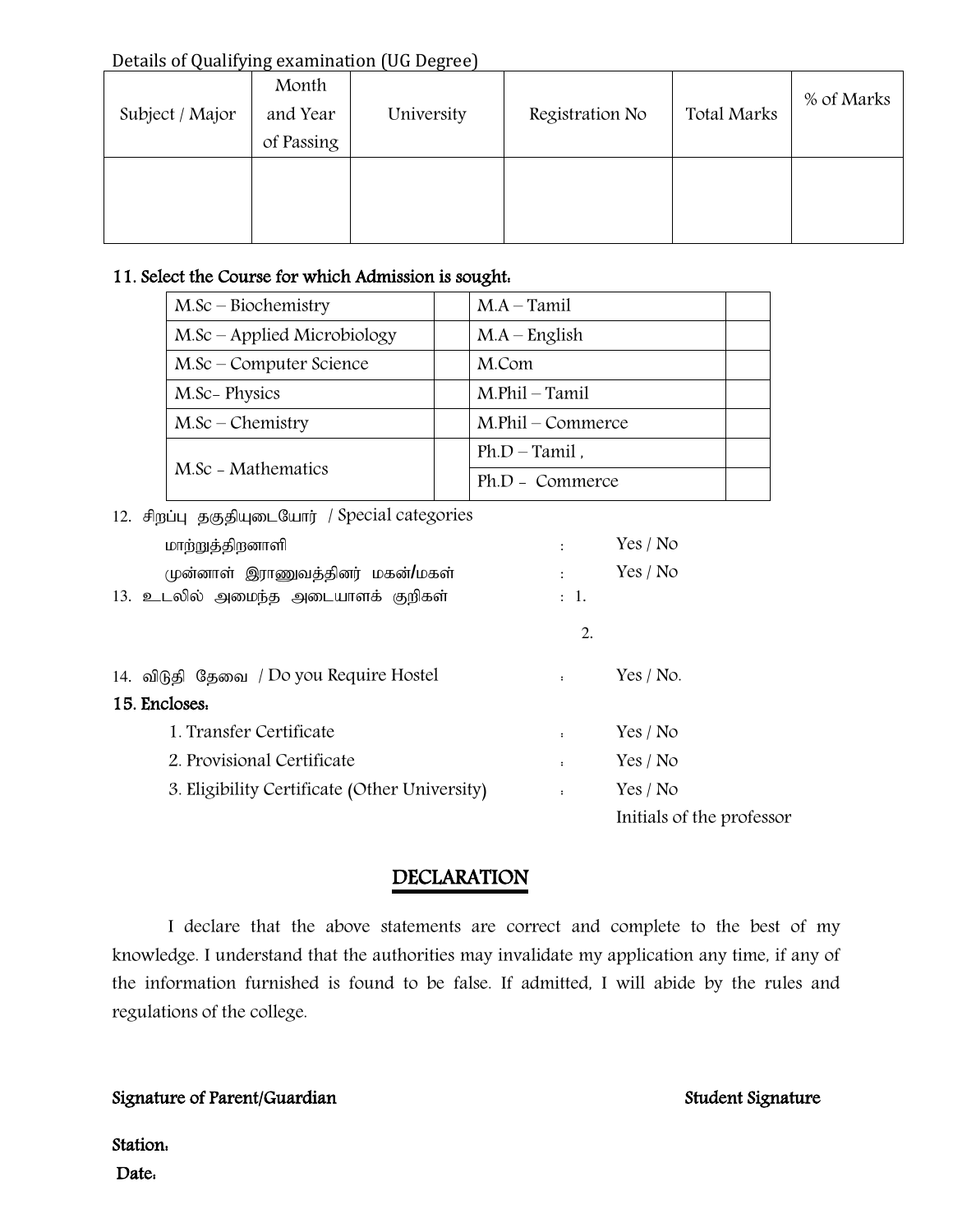Details of Qualifying examination (UG Degree)

| Subject / Major | Month and Year of Passing | University | Registration No | Total Marks | % of Marks |
|---|---|---|---|---|---|
| | | | | | |

**11. Select the Course for which Admission is sought:**

| | | | |
|---|---|---|---|
| M.Sc – Biochemistry | | M.A – Tamil | |
| M.Sc – Applied Microbiology | | M.A – English | |
| M.Sc – Computer Science | | M.Com | |
| M.Sc- Physics | | M.Phil – Tamil | |
| M.Sc – Chemistry | | M.Phil – Commerce | |
| M.Sc - Mathematics | | Ph.D – Tamil , | |
| | | Ph.D - Commerce | |

12. சிறப்பு தகுதியுடையோர் / Special categories

மாற்றுத்திறனாளி : Yes / No

முன்னாள் இராணுவத்தினர் மகன்/மகள் : Yes / No

13. உடலில் அமைந்த அடையாளக் குறிகள் : 1.

2.

14. விடுதி தேவை / Do you Require Hostel : Yes / No.

**15. Encloses:**

1. Transfer Certificate : Yes / No
2. Provisional Certificate : Yes / No
3. Eligibility Certificate (Other University) : Yes / No

Initials of the professor

## DECLARATION

I declare that the above statements are correct and complete to the best of my knowledge. I understand that the authorities may invalidate my application any time, if any of the information furnished is found to be false. If admitted, I will abide by the rules and regulations of the college.

**Signature of Parent/Guardian** **Student Signature**

**Station:**

**Date:**